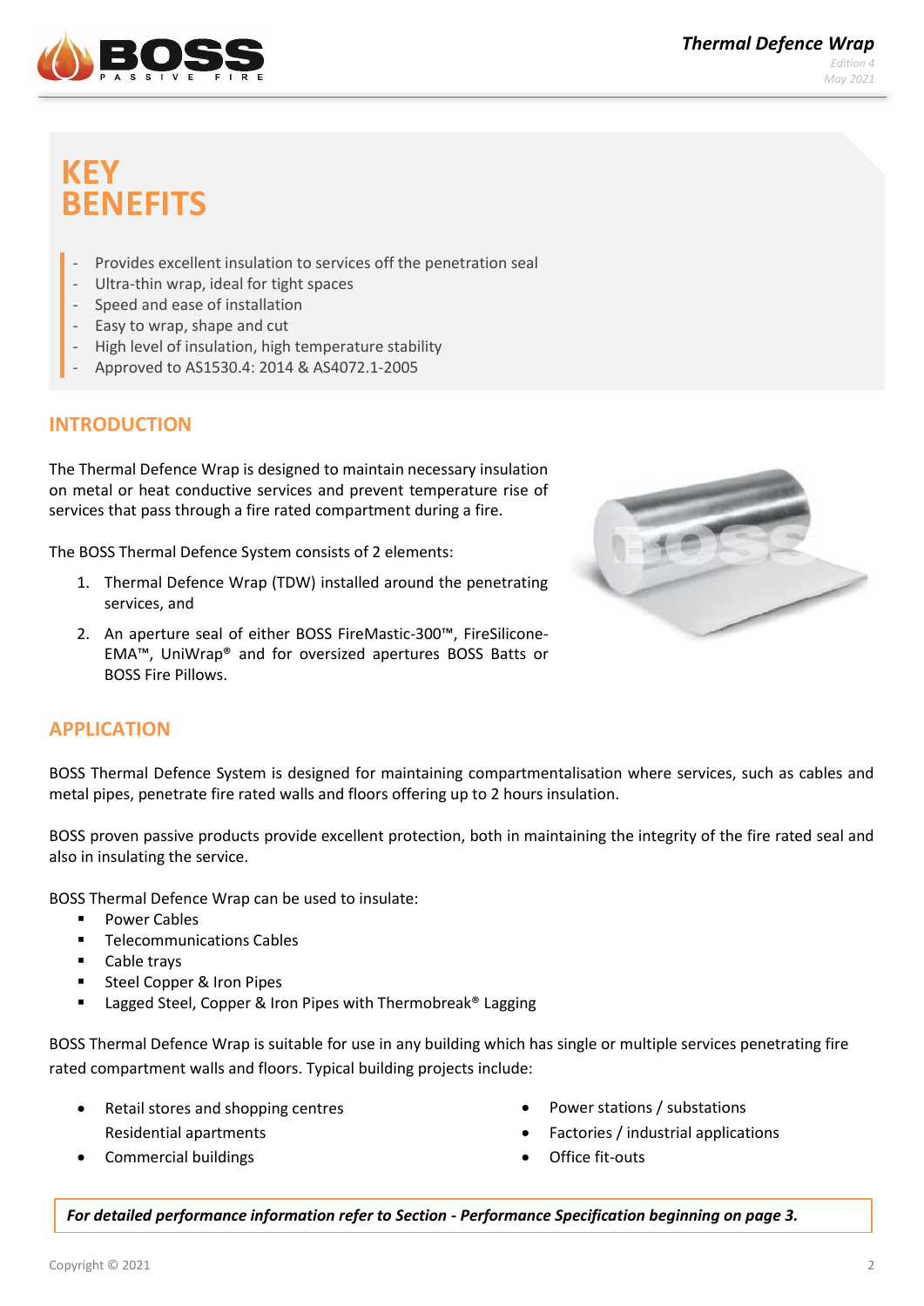# KEY BENEFITS

- Provides excellent insulation to services off the penetration seal
- Ultra-thin wrap, ideal for tight spaces
- Speed and ease of installation
- Easy to wrap, shape and cut
- High level of insulation, high temperature stability
- Approved to AS1530.4: 2014 & AS4072.1-2005

## INTRODUCTION

The Thermal Defence Wrap is designed to maintain necessary insulation on metal or heat conductive services and prevent temperature rise of services that pass through a fire rated compartment during a fire.

The BOSS Thermal Defence System consists of 2 elements:

1. Thermal Defence Wrap (TDW) installed around the penetrating services, and
2. An aperture seal of either BOSS FireMastic-300™, FireSilicone-EMA™, UniWrap® and for oversized apertures BOSS Batts or BOSS Fire Pillows.

## APPLICATION

BOSS Thermal Defence System is designed for maintaining compartmentalisation where services, such as cables and metal pipes, penetrate fire rated walls and floors offering up to 2 hours insulation.

BOSS proven passive products provide excellent protection, both in maintaining the integrity of the fire rated seal and also in insulating the service.

BOSS Thermal Defence Wrap can be used to insulate:

- Power Cables
- Telecommunications Cables
- Cable trays
- Steel Copper & Iron Pipes
- Lagged Steel, Copper & Iron Pipes with Thermobreak® Lagging

BOSS Thermal Defence Wrap is suitable for use in any building which has single or multiple services penetrating fire rated compartment walls and floors. Typical building projects include:

- Retail stores and shopping centres
- Residential apartments
- Commercial buildings
- Power stations / substations
- Factories / industrial applications
- Office fit-outs

***For detailed performance information refer to Section - Performance Specification beginning on page 3.***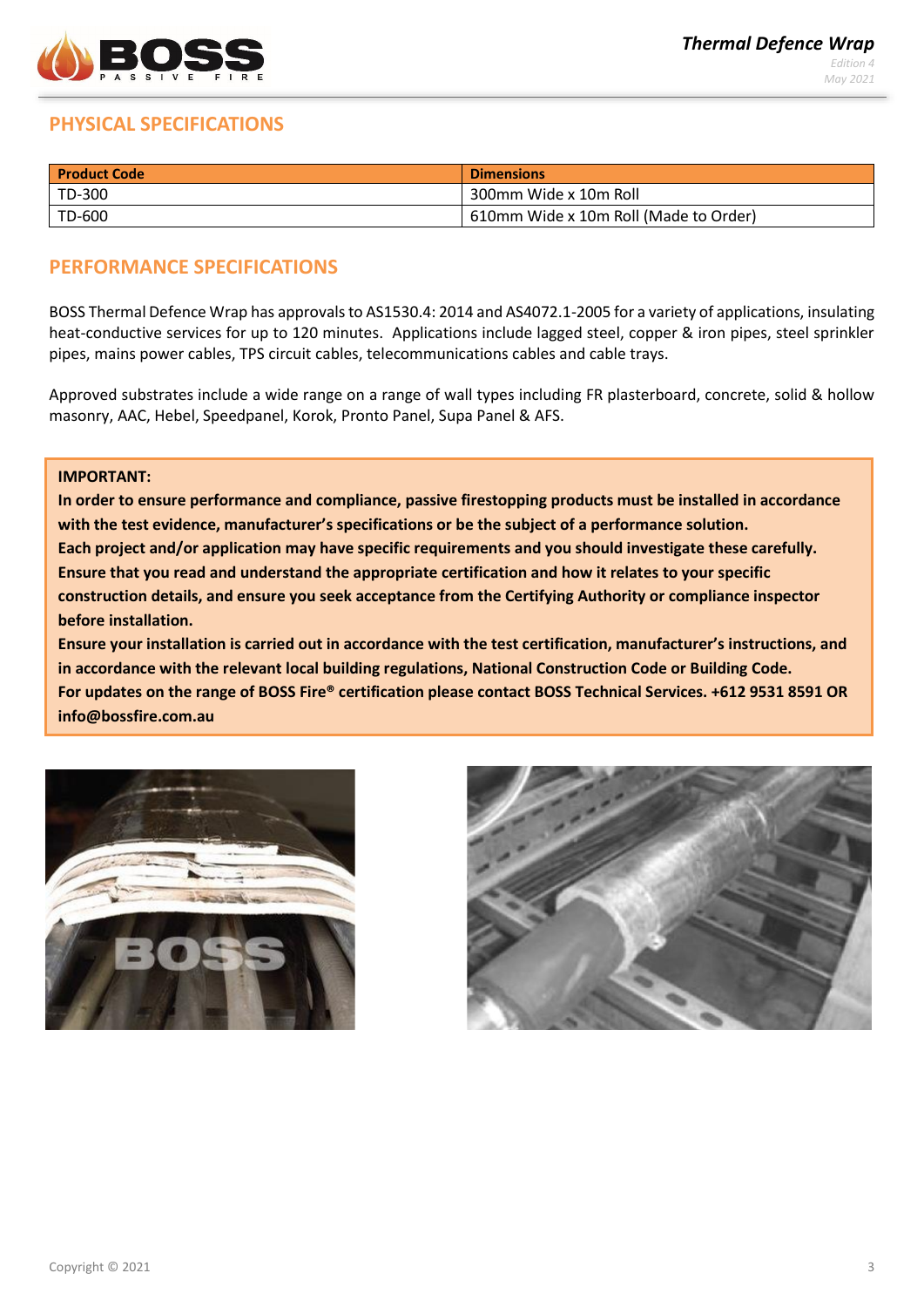## PHYSICAL SPECIFICATIONS

| Product Code | Dimensions |
|---|---|
| TD-300 | 300mm Wide x 10m Roll |
| TD-600 | 610mm Wide x 10m Roll (Made to Order) |

## PERFORMANCE SPECIFICATIONS

BOSS Thermal Defence Wrap has approvals to AS1530.4: 2014 and AS4072.1-2005 for a variety of applications, insulating heat-conductive services for up to 120 minutes. Applications include lagged steel, copper & iron pipes, steel sprinkler pipes, mains power cables, TPS circuit cables, telecommunications cables and cable trays.

Approved substrates include a wide range on a range of wall types including FR plasterboard, concrete, solid & hollow masonry, AAC, Hebel, Speedpanel, Korok, Pronto Panel, Supa Panel & AFS.

**IMPORTANT:**

**In order to ensure performance and compliance, passive firestopping products must be installed in accordance with the test evidence, manufacturer's specifications or be the subject of a performance solution.**

**Each project and/or application may have specific requirements and you should investigate these carefully. Ensure that you read and understand the appropriate certification and how it relates to your specific construction details, and ensure you seek acceptance from the Certifying Authority or compliance inspector before installation.**

**Ensure your installation is carried out in accordance with the test certification, manufacturer's instructions, and in accordance with the relevant local building regulations, National Construction Code or Building Code.**

**For updates on the range of BOSS Fire® certification please contact BOSS Technical Services. +612 9531 8591 OR info@bossfire.com.au**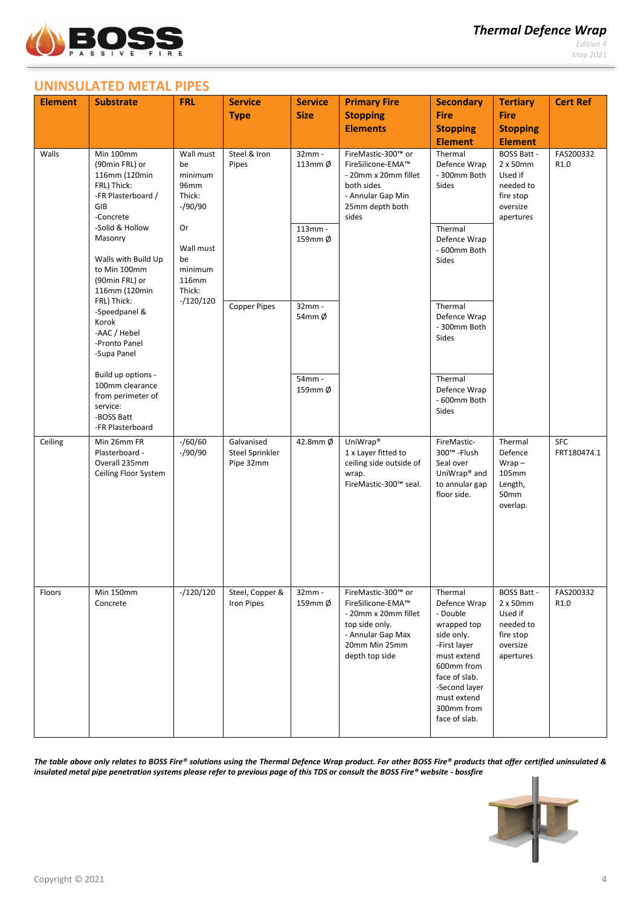## UNINSULATED METAL PIPES

| Element | Substrate | FRL | Service Type | Service Size | Primary Fire Stopping Elements | Secondary Fire Stopping Element | Tertiary Fire Stopping Element | Cert Ref |
|---|---|---|---|---|---|---|---|---|
| Walls | Min 100mm (90min FRL) or 116mm (120min FRL) Thick:<br>-FR Plasterboard / GIB<br>-Concrete<br>-Solid & Hollow Masonry<br><br>Walls with Build Up to Min 100mm (90min FRL) or 116mm (120min FRL) Thick:<br>-Speedpanel & Korok<br>-AAC / Hebel<br>-Pronto Panel<br>-Supa Panel<br><br>Build up options - 100mm clearance from perimeter of service:<br>-BOSS Batt<br>-FR Plasterboard | Wall must be minimum 96mm Thick:<br>-/90/90<br><br>Or<br><br>Wall must be minimum 116mm Thick:<br>-/120/120 | Steel & Iron Pipes | 32mm - 113mm Ø | FireMastic-300™ or FireSilicone-EMA™<br>- 20mm x 20mm fillet both sides<br>- Annular Gap Min 25mm depth both sides | Thermal Defence Wrap - 300mm Both Sides | BOSS Batt - 2 x 50mm Used if needed to fire stop oversize apertures | FAS200332 R1.0 |
| | | | | 113mm - 159mm Ø | | Thermal Defence Wrap - 600mm Both Sides | | |
| | | | Copper Pipes | 32mm - 54mm Ø | | Thermal Defence Wrap - 300mm Both Sides | | |
| | | | | 54mm - 159mm Ø | | Thermal Defence Wrap - 600mm Both Sides | | |
| Ceiling | Min 26mm FR Plasterboard - Overall 235mm Ceiling Floor System | -/60/60<br>-/90/90 | Galvanised Steel Sprinkler Pipe 32mm | 42.8mm Ø | UniWrap®<br>1 x Layer fitted to ceiling side outside of wrap.<br>FireMastic-300™ seal. | FireMastic-300™ -Flush Seal over UniWrap® and to annular gap floor side. | Thermal Defence Wrap – 105mm Length, 50mm overlap. | SFC FRT180474.1 |
| Floors | Min 150mm Concrete | -/120/120 | Steel, Copper & Iron Pipes | 32mm - 159mm Ø | FireMastic-300™ or FireSilicone-EMA™<br>- 20mm x 20mm fillet top side only.<br>- Annular Gap Max 20mm Min 25mm depth top side | Thermal Defence Wrap - Double wrapped top side only.<br>-First layer must extend 600mm from face of slab.<br>-Second layer must extend 300mm from face of slab. | BOSS Batt - 2 x 50mm Used if needed to fire stop oversize apertures | FAS200332 R1.0 |

***The table above only relates to BOSS Fire® solutions using the Thermal Defence Wrap product. For other BOSS Fire® products that offer certified uninsulated & insulated metal pipe penetration systems please refer to previous page of this TDS or consult the BOSS Fire® website - bossfire***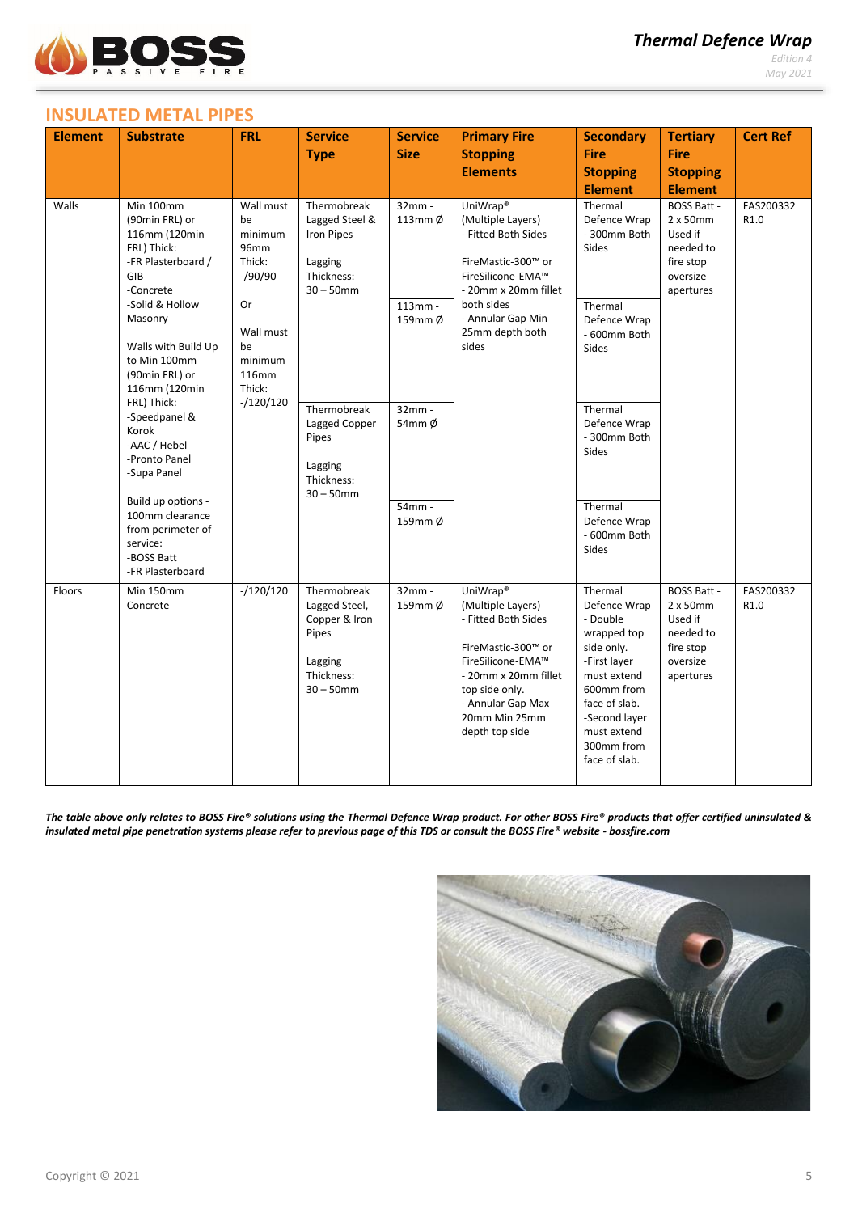## INSULATED METAL PIPES

| Element | Substrate | FRL | Service Type | Service Size | Primary Fire Stopping Elements | Secondary Fire Stopping Element | Tertiary Fire Stopping Element | Cert Ref |
|---|---|---|---|---|---|---|---|---|
| Walls | Min 100mm (90min FRL) or 116mm (120min FRL) Thick:<br>-FR Plasterboard / GIB<br>-Concrete<br>-Solid & Hollow Masonry<br><br>Walls with Build Up to Min 100mm (90min FRL) or 116mm (120min FRL) Thick:<br>-Speedpanel & Korok<br>-AAC / Hebel<br>-Pronto Panel<br>-Supa Panel<br><br>Build up options - 100mm clearance from perimeter of service:<br>-BOSS Batt<br>-FR Plasterboard | Wall must be minimum 96mm Thick:<br>-/90/90<br><br>Or<br><br>Wall must be minimum 116mm Thick:<br>-/120/120 | Thermobreak Lagged Steel & Iron Pipes<br><br>Lagging Thickness:<br>30 – 50mm | 32mm - 113mm Ø | UniWrap® (Multiple Layers)<br>- Fitted Both Sides<br><br>FireMastic-300™ or FireSilicone-EMA™<br>- 20mm x 20mm fillet both sides<br>- Annular Gap Min 25mm depth both sides | Thermal Defence Wrap - 300mm Both Sides | BOSS Batt - 2 x 50mm Used if needed to fire stop oversize apertures | FAS200332 R1.0 |
| | | | | 113mm - 159mm Ø | | Thermal Defence Wrap - 600mm Both Sides | | |
| | | | Thermobreak Lagged Copper Pipes<br><br>Lagging Thickness:<br>30 – 50mm | 32mm - 54mm Ø | | Thermal Defence Wrap - 300mm Both Sides | | |
| | | | | 54mm - 159mm Ø | | Thermal Defence Wrap - 600mm Both Sides | | |
| Floors | Min 150mm Concrete | -/120/120 | Thermobreak Lagged Steel, Copper & Iron Pipes<br><br>Lagging Thickness:<br>30 – 50mm | 32mm - 159mm Ø | UniWrap® (Multiple Layers)<br>- Fitted Both Sides<br><br>FireMastic-300™ or FireSilicone-EMA™<br>- 20mm x 20mm fillet top side only.<br>- Annular Gap Max 20mm Min 25mm depth top side | Thermal Defence Wrap - Double wrapped top side only.<br>-First layer must extend 600mm from face of slab.<br>-Second layer must extend 300mm from face of slab. | BOSS Batt - 2 x 50mm Used if needed to fire stop oversize apertures | FAS200332 R1.0 |

***The table above only relates to BOSS Fire® solutions using the Thermal Defence Wrap product. For other BOSS Fire® products that offer certified uninsulated & insulated metal pipe penetration systems please refer to previous page of this TDS or consult the BOSS Fire® website - bossfire.com***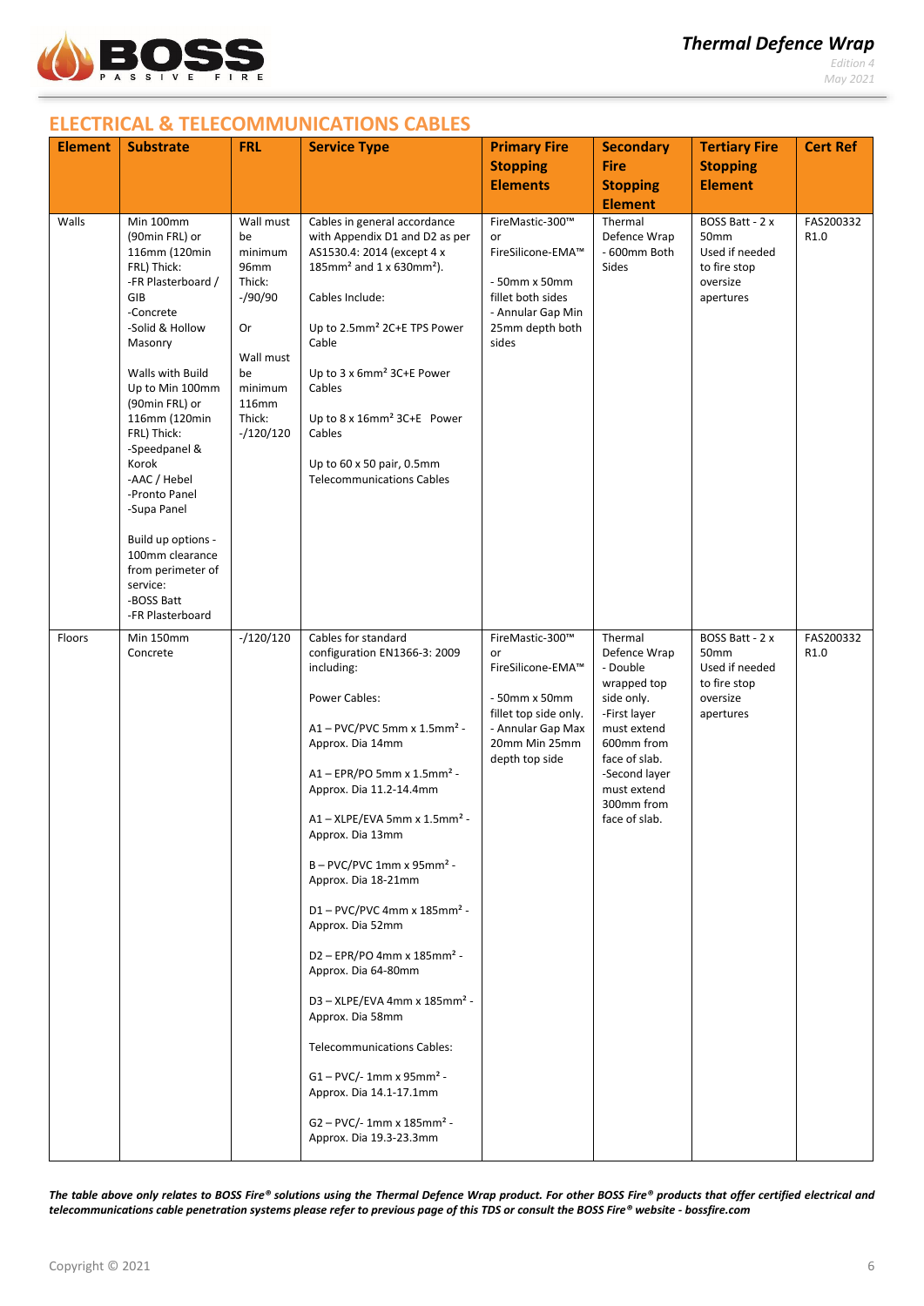## ELECTRICAL & TELECOMMUNICATIONS CABLES

| Element | Substrate | FRL | Service Type | Primary Fire Stopping Elements | Secondary Fire Stopping Element | Tertiary Fire Stopping Element | Cert Ref |
|---|---|---|---|---|---|---|---|
| Walls | Min 100mm (90min FRL) or 116mm (120min FRL) Thick:<br>-FR Plasterboard / GIB<br>-Concrete<br>-Solid & Hollow Masonry<br><br>Walls with Build Up to Min 100mm (90min FRL) or 116mm (120min FRL) Thick:<br>-Speedpanel & Korok<br>-AAC / Hebel<br>-Pronto Panel<br>-Supa Panel<br><br>Build up options - 100mm clearance from perimeter of service:<br>-BOSS Batt<br>-FR Plasterboard | Wall must be minimum 96mm Thick:<br>-/90/90<br><br>Or<br><br>Wall must be minimum 116mm Thick:<br>-/120/120 | Cables in general accordance with Appendix D1 and D2 as per AS1530.4: 2014 (except 4 x 185mm² and 1 x 630mm²).<br><br>Cables Include:<br><br>Up to 2.5mm² 2C+E TPS Power Cable<br><br>Up to 3 x 6mm² 3C+E Power Cables<br><br>Up to 8 x 16mm² 3C+E Power Cables<br><br>Up to 60 x 50 pair, 0.5mm Telecommunications Cables | FireMastic-300™ or FireSilicone-EMA™<br><br>- 50mm x 50mm fillet both sides<br>- Annular Gap Min 25mm depth both sides | Thermal Defence Wrap - 600mm Both Sides | BOSS Batt - 2 x 50mm Used if needed to fire stop oversize apertures | FAS200332 R1.0 |
| Floors | Min 150mm Concrete | -/120/120 | Cables for standard configuration EN1366-3: 2009 including:<br><br>Power Cables:<br><br>A1 – PVC/PVC 5mm x 1.5mm² - Approx. Dia 14mm<br><br>A1 – EPR/PO 5mm x 1.5mm² - Approx. Dia 11.2-14.4mm<br><br>A1 – XLPE/EVA 5mm x 1.5mm² - Approx. Dia 13mm<br><br>B – PVC/PVC 1mm x 95mm² - Approx. Dia 18-21mm<br><br>D1 – PVC/PVC 4mm x 185mm² - Approx. Dia 52mm<br><br>D2 – EPR/PO 4mm x 185mm² - Approx. Dia 64-80mm<br><br>D3 – XLPE/EVA 4mm x 185mm² - Approx. Dia 58mm<br><br>Telecommunications Cables:<br><br>G1 – PVC/- 1mm x 95mm² - Approx. Dia 14.1-17.1mm<br><br>G2 – PVC/- 1mm x 185mm² - Approx. Dia 19.3-23.3mm | FireMastic-300™ or FireSilicone-EMA™<br><br>- 50mm x 50mm fillet top side only.<br>- Annular Gap Max 20mm Min 25mm depth top side | Thermal Defence Wrap - Double wrapped top side only.<br>-First layer must extend 600mm from face of slab.<br>-Second layer must extend 300mm from face of slab. | BOSS Batt - 2 x 50mm Used if needed to fire stop oversize apertures | FAS200332 R1.0 |

***The table above only relates to BOSS Fire® solutions using the Thermal Defence Wrap product. For other BOSS Fire® products that offer certified electrical and telecommunications cable penetration systems please refer to previous page of this TDS or consult the BOSS Fire® website - bossfire.com***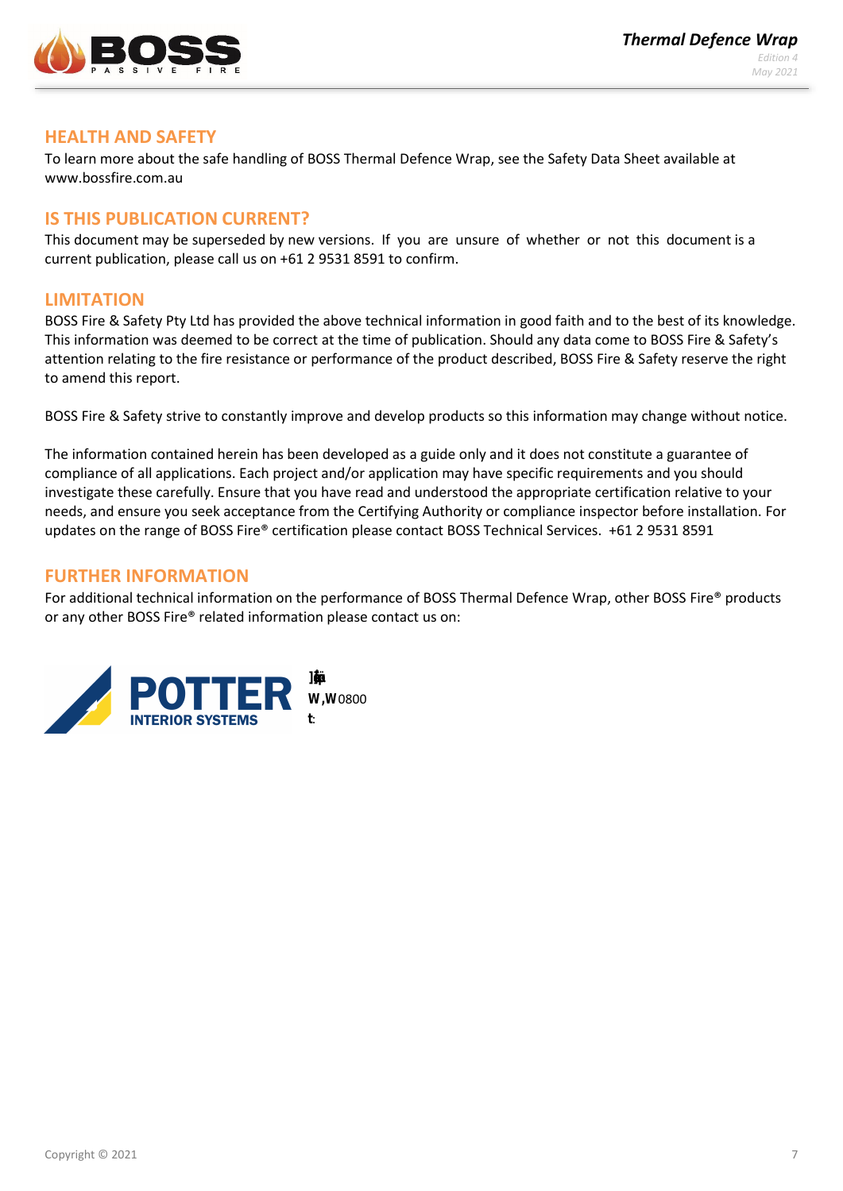## HEALTH AND SAFETY

To learn more about the safe handling of BOSS Thermal Defence Wrap, see the Safety Data Sheet available at www.bossfire.com.au

## IS THIS PUBLICATION CURRENT?

This document may be superseded by new versions. If you are unsure of whether or not this document is a current publication, please call us on +61 2 9531 8591 to confirm.

## LIMITATION

BOSS Fire & Safety Pty Ltd has provided the above technical information in good faith and to the best of its knowledge. This information was deemed to be correct at the time of publication. Should any data come to BOSS Fire & Safety's attention relating to the fire resistance or performance of the product described, BOSS Fire & Safety reserve the right to amend this report.

BOSS Fire & Safety strive to constantly improve and develop products so this information may change without notice.

The information contained herein has been developed as a guide only and it does not constitute a guarantee of compliance of all applications. Each project and/or application may have specific requirements and you should investigate these carefully. Ensure that you have read and understood the appropriate certification relative to your needs, and ensure you seek acceptance from the Certifying Authority or compliance inspector before installation. For updates on the range of BOSS Fire® certification please contact BOSS Technical Services. +61 2 9531 8591

## FURTHER INFORMATION

For additional technical information on the performance of BOSS Thermal Defence Wrap, other BOSS Fire® products or any other BOSS Fire® related information please contact us on:

POTTER INTERIOR SYSTEMS

W,W 0800

t: